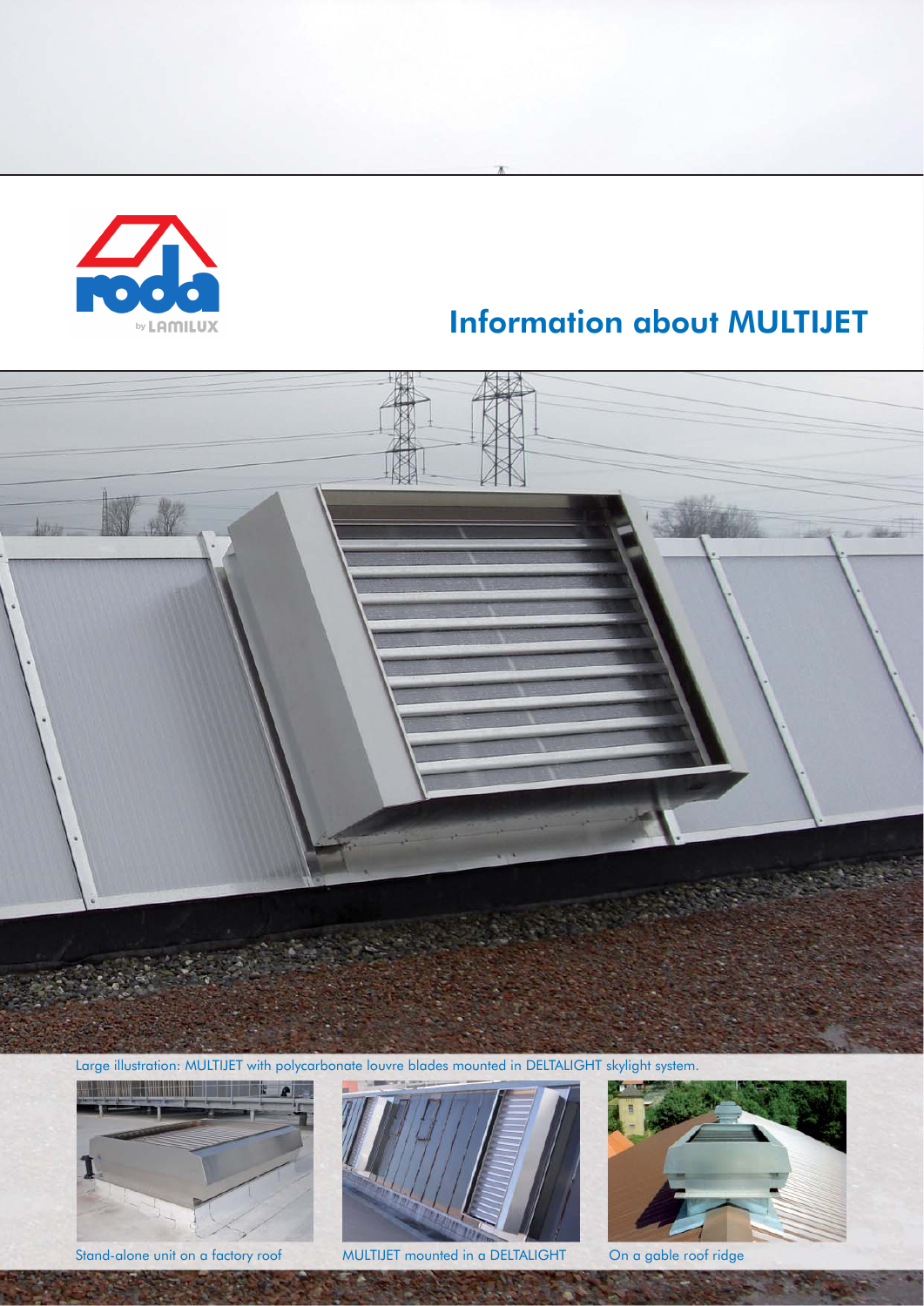# Information about MULTIJET

Large illustration: MULTIJET with polycarbonate louvre blades mounted in DELTALIGHT skylight system.

Stand-alone unit on a factory roof

MULTIJET mounted in a DELTALIGHT

On a gable roof ridge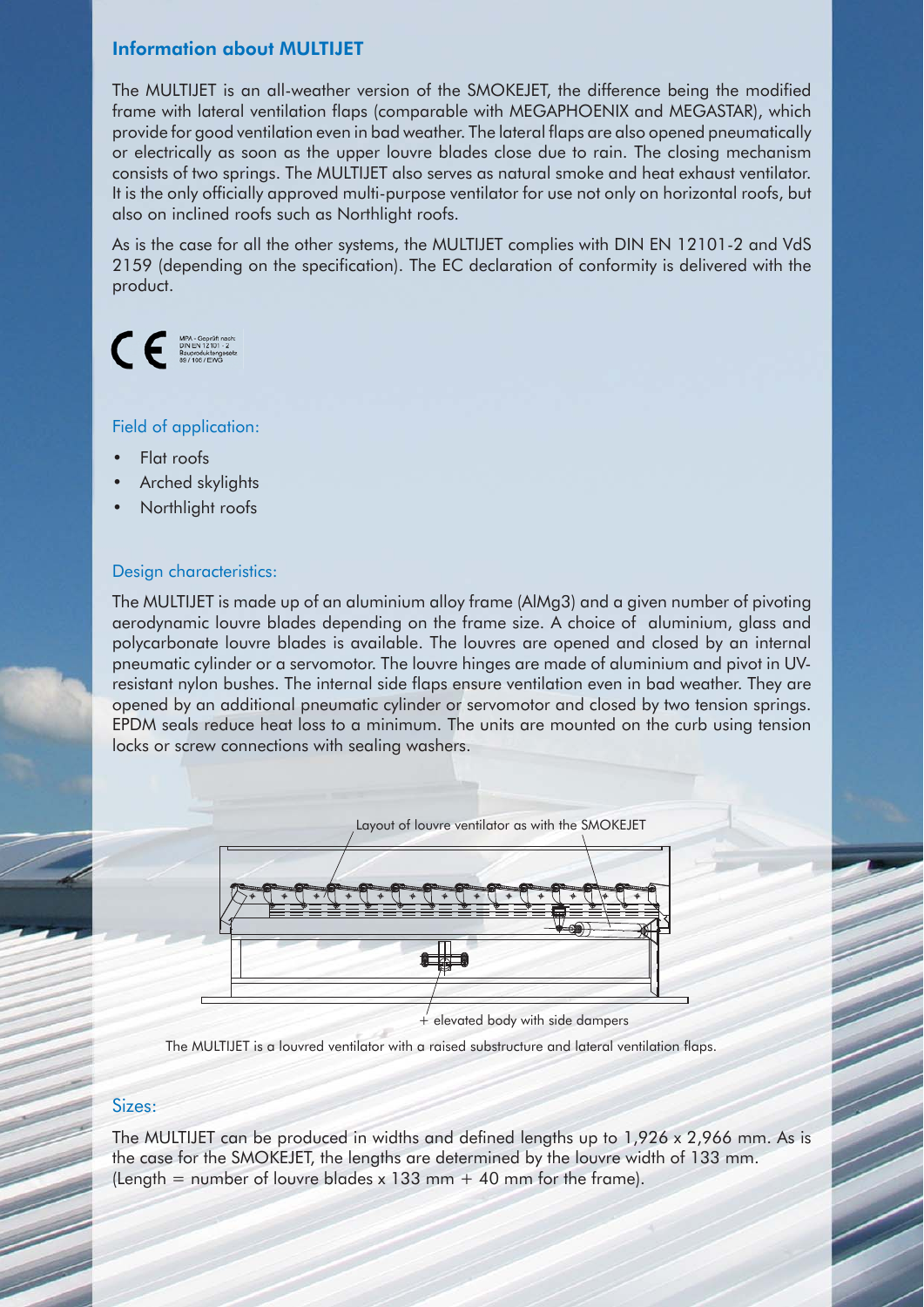## Information about MULTIJET

The MULTIJET is an all-weather version of the SMOKEJET, the difference being the modified frame with lateral ventilation flaps (comparable with MEGAPHOENIX and MEGASTAR), which provide for good ventilation even in bad weather. The lateral flaps are also opened pneumatically or electrically as soon as the upper louvre blades close due to rain. The closing mechanism consists of two springs. The MULTIJET also serves as natural smoke and heat exhaust ventilator. It is the only officially approved multi-purpose ventilator for use not only on horizontal roofs, but also on inclined roofs such as Northlight roofs.

As is the case for all the other systems, the MULTIJET complies with DIN EN 12101-2 and VdS 2159 (depending on the specification). The EC declaration of conformity is delivered with the product.

CE MPA - Geprüft nach: DIN EN 12101 - 2 Bauproduktengesetz 89 / 106 / EWG

### Field of application:

- Flat roofs
- Arched skylights
- Northlight roofs

### Design characteristics:

The MULTIJET is made up of an aluminium alloy frame (AlMg3) and a given number of pivoting aerodynamic louvre blades depending on the frame size. A choice of aluminium, glass and polycarbonate louvre blades is available. The louvres are opened and closed by an internal pneumatic cylinder or a servomotor. The louvre hinges are made of aluminium and pivot in UV-resistant nylon bushes. The internal side flaps ensure ventilation even in bad weather. They are opened by an additional pneumatic cylinder or servomotor and closed by two tension springs. EPDM seals reduce heat loss to a minimum. The units are mounted on the curb using tension locks or screw connections with sealing washers.

Layout of louvre ventilator as with the SMOKEJET

+ elevated body with side dampers

The MULTIJET is a louvred ventilator with a raised substructure and lateral ventilation flaps.

### Sizes:

The MULTIJET can be produced in widths and defined lengths up to 1,926 x 2,966 mm. As is the case for the SMOKEJET, the lengths are determined by the louvre width of 133 mm. (Length = number of louvre blades x 133 mm + 40 mm for the frame).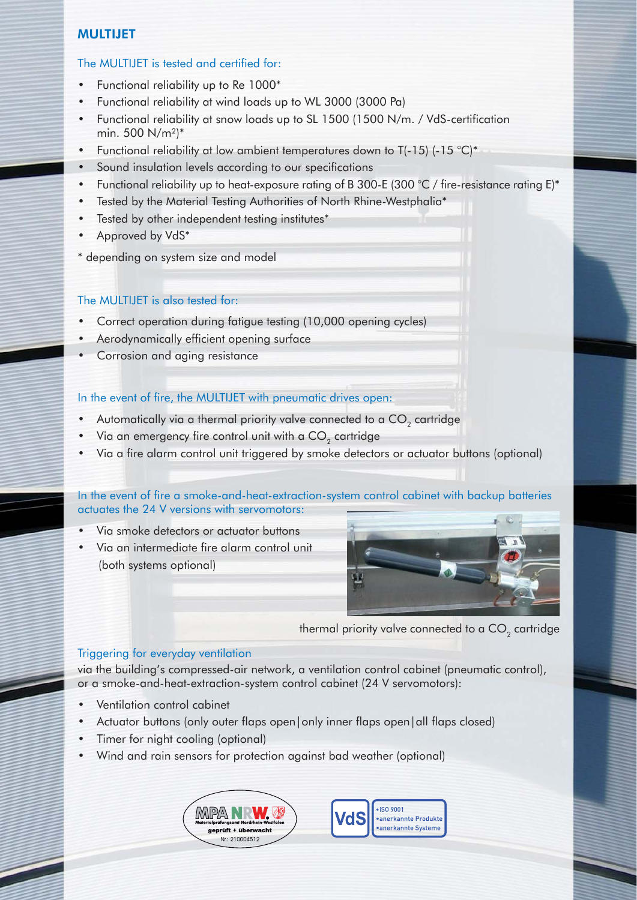## MULTIJET

The MULTIJET is tested and certified for:

- Functional reliability up to Re 1000*
- Functional reliability at wind loads up to WL 3000 (3000 Pa)
- Functional reliability at snow loads up to SL 1500 (1500 N/m. / VdS-certification min. 500 N/m²)*
- Functional reliability at low ambient temperatures down to T(-15) (-15 °C)*
- Sound insulation levels according to our specifications
- Functional reliability up to heat-exposure rating of B 300-E (300 °C / fire-resistance rating E)*
- Tested by the Material Testing Authorities of North Rhine-Westphalia*
- Tested by other independent testing institutes*
- Approved by VdS*

* depending on system size and model

The MULTIJET is also tested for:

- Correct operation during fatigue testing (10,000 opening cycles)
- Aerodynamically efficient opening surface
- Corrosion and aging resistance

In the event of fire, the MULTIJET with pneumatic drives open:

- Automatically via a thermal priority valve connected to a $CO_2$ cartridge
- Via an emergency fire control unit with a $CO_2$ cartridge
- Via a fire alarm control unit triggered by smoke detectors or actuator buttons (optional)

In the event of fire a smoke-and-heat-extraction-system control cabinet with backup batteries actuates the 24 V versions with servomotors:

- Via smoke detectors or actuator buttons
- Via an intermediate fire alarm control unit (both systems optional)

thermal priority valve connected to a $CO_2$ cartridge

Triggering for everyday ventilation

via the building's compressed-air network, a ventilation control cabinet (pneumatic control), or a smoke-and-heat-extraction-system control cabinet (24 V servomotors):

- Ventilation control cabinet
- Actuator buttons (only outer flaps open|only inner flaps open|all flaps closed)
- Timer for night cooling (optional)
- Wind and rain sensors for protection against bad weather (optional)

MPA NRW Materialprüfungsamt Nordrhein-Westfalen geprüft + überwacht Nr.: 210004512

VdS •ISO 9001 •anerkannte Produkte •anerkannte Systeme